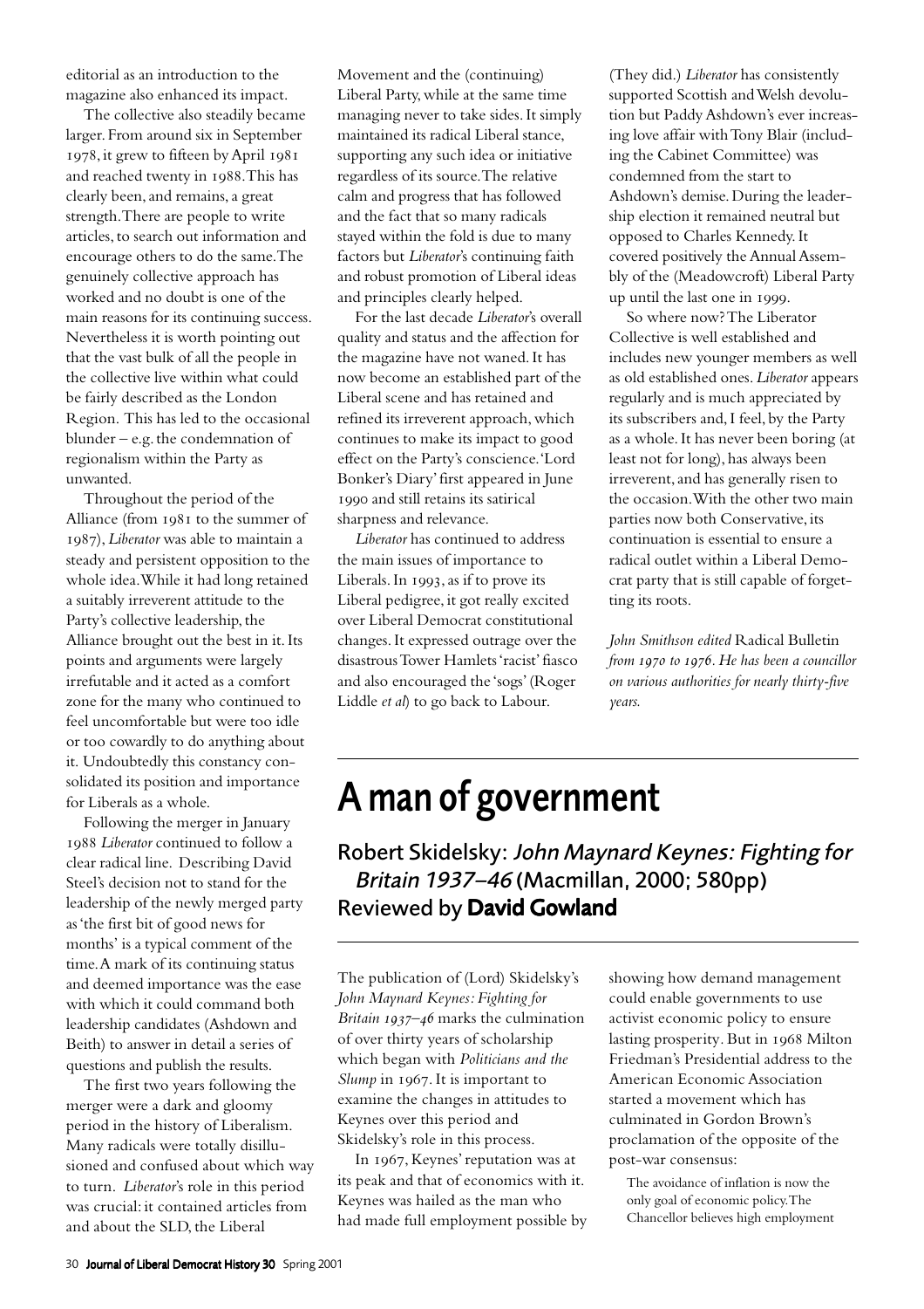editorial as an introduction to the magazine also enhanced its impact.

The collective also steadily became larger. From around six in September 1978, it grew to fifteen by April 1981 and reached twenty in 1988. This has clearly been, and remains, a great strength. There are people to write articles, to search out information and encourage others to do the same. The genuinely collective approach has worked and no doubt is one of the main reasons for its continuing success. Nevertheless it is worth pointing out that the vast bulk of all the people in the collective live within what could be fairly described as the London Region. This has led to the occasional blunder – e.g. the condemnation of regionalism within the Party as unwanted.

Throughout the period of the Alliance (from 1981 to the summer of 1987), *Liberator* was able to maintain a steady and persistent opposition to the whole idea. While it had long retained a suitably irreverent attitude to the Party's collective leadership, the Alliance brought out the best in it. Its points and arguments were largely irrefutable and it acted as a comfort zone for the many who continued to feel uncomfortable but were too idle or too cowardly to do anything about it. Undoubtedly this constancy consolidated its position and importance for Liberals as a whole.

Following the merger in January 1988 *Liberator* continued to follow a clear radical line. Describing David Steel's decision not to stand for the leadership of the newly merged party as 'the first bit of good news for months' is a typical comment of the time. A mark of its continuing status and deemed importance was the ease with which it could command both leadership candidates (Ashdown and Beith) to answer in detail a series of questions and publish the results.

The first two years following the merger were a dark and gloomy period in the history of Liberalism. Many radicals were totally disillusioned and confused about which way to turn. *Liberator*'s role in this period was crucial: it contained articles from and about the SLD, the Liberal Movement and the (continuing) Liberal Party, while at the same time managing never to take sides. It simply maintained its radical Liberal stance, supporting any such idea or initiative regardless of its source. The relative calm and progress that has followed and the fact that so many radicals stayed within the fold is due to many factors but *Liberator*'s continuing faith and robust promotion of Liberal ideas and principles clearly helped.

For the last decade *Liberator*'s overall quality and status and the affection for the magazine have not waned. It has now become an established part of the Liberal scene and has retained and refined its irreverent approach, which continues to make its impact to good effect on the Party's conscience. 'Lord Bonker's Diary' first appeared in June 1990 and still retains its satirical sharpness and relevance.

*Liberator* has continued to address the main issues of importance to Liberals. In 1993, as if to prove its Liberal pedigree, it got really excited over Liberal Democrat constitutional changes. It expressed outrage over the disastrous Tower Hamlets 'racist' fiasco and also encouraged the 'sogs' (Roger Liddle *et al*) to go back to Labour. (They did.) *Liberator* has consistently supported Scottish and Welsh devolution but Paddy Ashdown's ever increasing love affair with Tony Blair (including the Cabinet Committee) was condemned from the start to Ashdown's demise. During the leadership election it remained neutral but opposed to Charles Kennedy. It covered positively the Annual Assembly of the (Meadowcroft) Liberal Party up until the last one in 1999.

So where now? The Liberator Collective is well established and includes new younger members as well as old established ones. *Liberator* appears regularly and is much appreciated by its subscribers and, I feel, by the Party as a whole. It has never been boring (at least not for long), has always been irreverent, and has generally risen to the occasion. With the other two main parties now both Conservative, its continuation is essential to ensure a radical outlet within a Liberal Democrat party that is still capable of forgetting its roots.

*John Smithson edited* Radical Bulletin *from 1970 to 1976. He has been a councillor on various authorities for nearly thirty-five years.*

# A man of government

## Robert Skidelsky: *John Maynard Keynes: Fighting for Britain 1937–46* (Macmillan, 2000; 580pp) Reviewed by **David Gowland**

The publication of (Lord) Skidelsky's *John Maynard Keynes: Fighting for Britain 1937–46* marks the culmination of over thirty years of scholarship which began with *Politicians and the Slump* in 1967. It is important to examine the changes in attitudes to Keynes over this period and Skidelsky's role in this process.

In 1967, Keynes' reputation was at its peak and that of economics with it. Keynes was hailed as the man who had made full employment possible by showing how demand management could enable governments to use activist economic policy to ensure lasting prosperity. But in 1968 Milton Friedman's Presidential address to the American Economic Association started a movement which has culminated in Gordon Brown's proclamation of the opposite of the post-war consensus:

> The avoidance of inflation is now the only goal of economic policy. The Chancellor believes high employment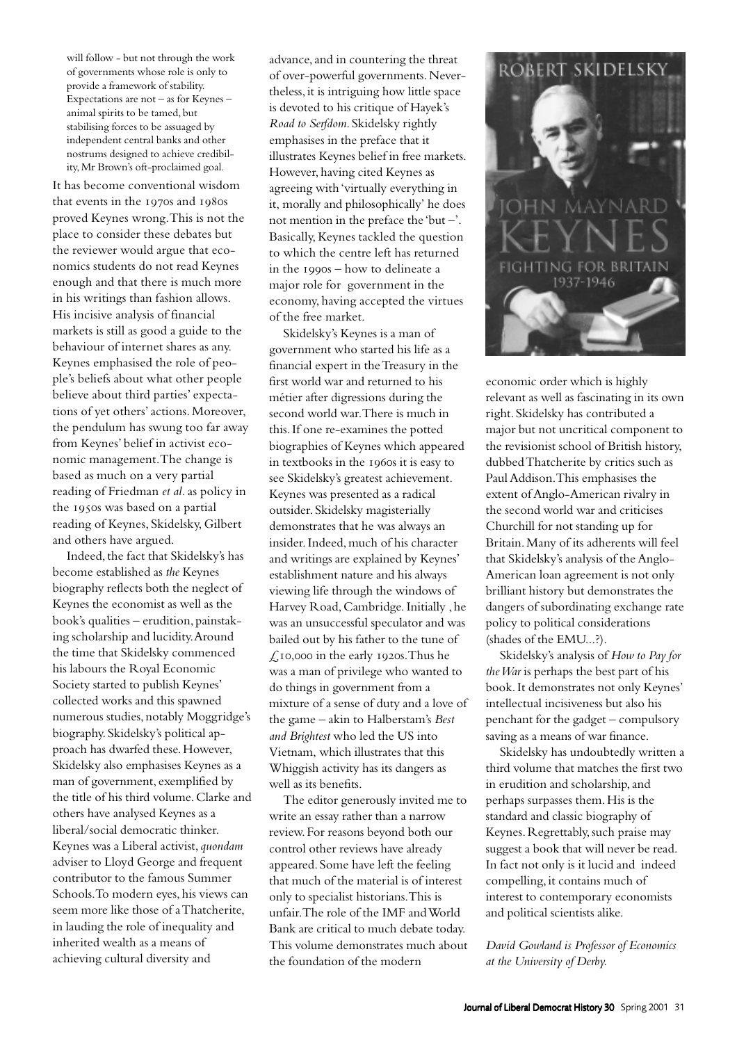will follow - but not through the work of governments whose role is only to provide a framework of stability. Expectations are not – as for Keynes – animal spirits to be tamed, but stabilising forces to be assuaged by independent central banks and other nostrums designed to achieve credibility, Mr Brown's oft-proclaimed goal.

It has become conventional wisdom that events in the 1970s and 1980s proved Keynes wrong. This is not the place to consider these debates but the reviewer would argue that economics students do not read Keynes enough and that there is much more in his writings than fashion allows. His incisive analysis of financial markets is still as good a guide to the behaviour of internet shares as any. Keynes emphasised the role of people's beliefs about what other people believe about third parties' expectations of yet others' actions. Moreover, the pendulum has swung too far away from Keynes' belief in activist economic management. The change is based as much on a very partial reading of Friedman *et al.* as policy in the 1950s was based on a partial reading of Keynes, Skidelsky, Gilbert and others have argued.

Indeed, the fact that Skidelsky's has become established as *the* Keynes biography reflects both the neglect of Keynes the economist as well as the book's qualities – erudition, painstaking scholarship and lucidity. Around the time that Skidelsky commenced his labours the Royal Economic Society started to publish Keynes' collected works and this spawned numerous studies, notably Moggridge's biography. Skidelsky's political approach has dwarfed these. However, Skidelsky also emphasises Keynes as a man of government, exemplified by the title of his third volume. Clarke and others have analysed Keynes as a liberal/social democratic thinker. Keynes was a Liberal activist, *quondam* adviser to Lloyd George and frequent contributor to the famous Summer Schools. To modern eyes, his views can seem more like those of a Thatcherite, in lauding the role of inequality and inherited wealth as a means of achieving cultural diversity and advance, and in countering the threat of over-powerful governments. Nevertheless, it is intriguing how little space is devoted to his critique of Hayek's *Road to Serfdom*. Skidelsky rightly emphasises in the preface that it illustrates Keynes belief in free markets. However, having cited Keynes as agreeing with 'virtually everything in it, morally and philosophically' he does not mention in the preface the 'but –'. Basically, Keynes tackled the question to which the centre left has returned in the 1990s – how to delineate a major role for government in the economy, having accepted the virtues of the free market.

Skidelsky's Keynes is a man of government who started his life as a financial expert in the Treasury in the first world war and returned to his métier after digressions during the second world war. There is much in this. If one re-examines the potted biographies of Keynes which appeared in textbooks in the 1960s it is easy to see Skidelsky's greatest achievement. Keynes was presented as a radical outsider. Skidelsky magisterially demonstrates that he was always an insider. Indeed, much of his character and writings are explained by Keynes' establishment nature and his always viewing life through the windows of Harvey Road, Cambridge. Initially , he was an unsuccessful speculator and was bailed out by his father to the tune of £10,000 in the early 1920s. Thus he was a man of privilege who wanted to do things in government from a mixture of a sense of duty and a love of the game – akin to Halberstam's *Best and Brightest* who led the US into Vietnam, which illustrates that this Whiggish activity has its dangers as well as its benefits.

The editor generously invited me to write an essay rather than a narrow review. For reasons beyond both our control other reviews have already appeared. Some have left the feeling that much of the material is of interest only to specialist historians. This is unfair. The role of the IMF and World Bank are critical to much debate today. This volume demonstrates much about the foundation of the modern economic order which is highly relevant as well as fascinating in its own right. Skidelsky has contributed a major but not uncritical component to the revisionist school of British history, dubbed Thatcherite by critics such as Paul Addison. This emphasises the extent of Anglo-American rivalry in the second world war and criticises Churchill for not standing up for Britain. Many of its adherents will feel that Skidelsky's analysis of the Anglo-American loan agreement is not only brilliant history but demonstrates the dangers of subordinating exchange rate policy to political considerations (shades of the EMU...?).

Skidelsky's analysis of *How to Pay for the War* is perhaps the best part of his book. It demonstrates not only Keynes' intellectual incisiveness but also his penchant for the gadget – compulsory saving as a means of war finance.

Skidelsky has undoubtedly written a third volume that matches the first two in erudition and scholarship, and perhaps surpasses them. His is the standard and classic biography of Keynes. Regrettably, such praise may suggest a book that will never be read. In fact not only is it lucid and indeed compelling, it contains much of interest to contemporary economists and political scientists alike.

*David Gowland is Professor of Economics at the University of Derby.*